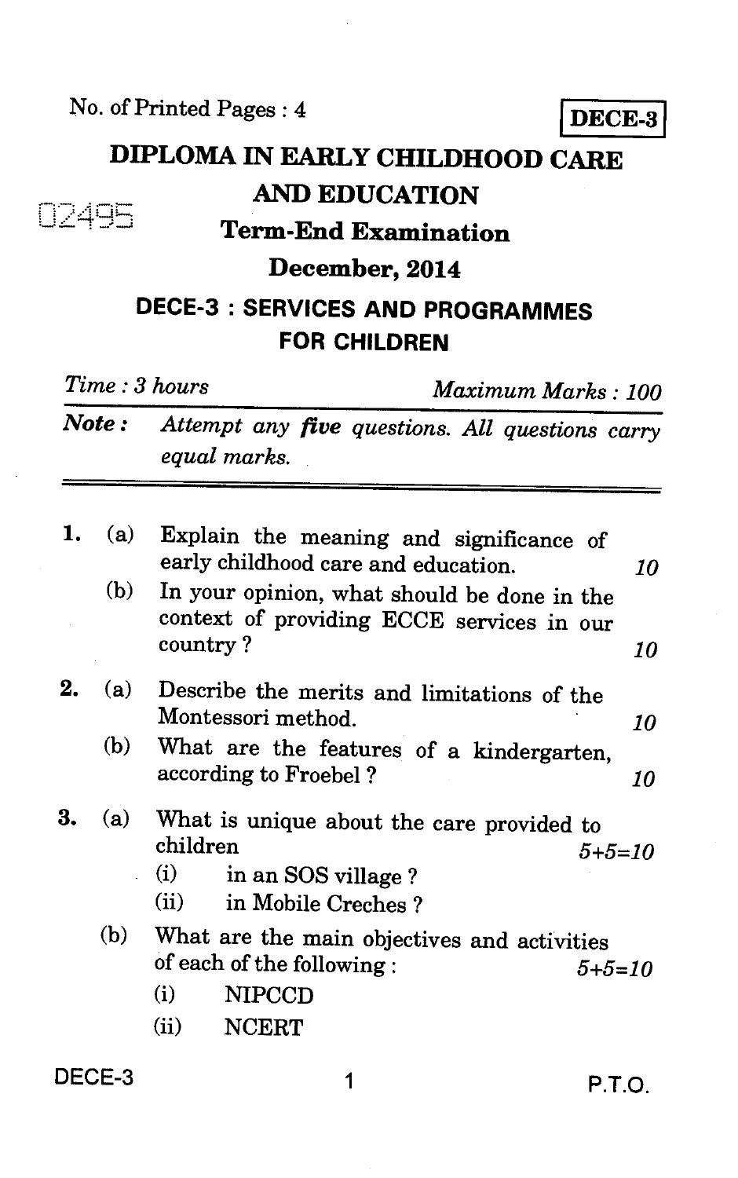No. of Printed Pages : 4

**DECE-3**

# DIPLOMA IN EARLY CHILDHOOD CARE AND EDUCATION

02495

## Term-End Examination

## December, 2014

## DECE-3 : SERVICES AND PROGRAMMES FOR CHILDREN

*Time : 3 hours* *Maximum Marks : 100*

***Note :*** *Attempt any* ***five*** *questions. All questions carry equal marks.*

---

1. (a) Explain the meaning and significance of early childhood care and education. *10*

   (b) In your opinion, what should be done in the context of providing ECCE services in our country ? *10*

2. (a) Describe the merits and limitations of the Montessori method. *10*

   (b) What are the features of a kindergarten, according to Froebel ? *10*

3. (a) What is unique about the care provided to children *5+5=10*

   (i) in an SOS village ?

   (ii) in Mobile Creches ?

   (b) What are the main objectives and activities of each of the following : *5+5=10*

   (i) NIPCCD

   (ii) NCERT

P.T.O.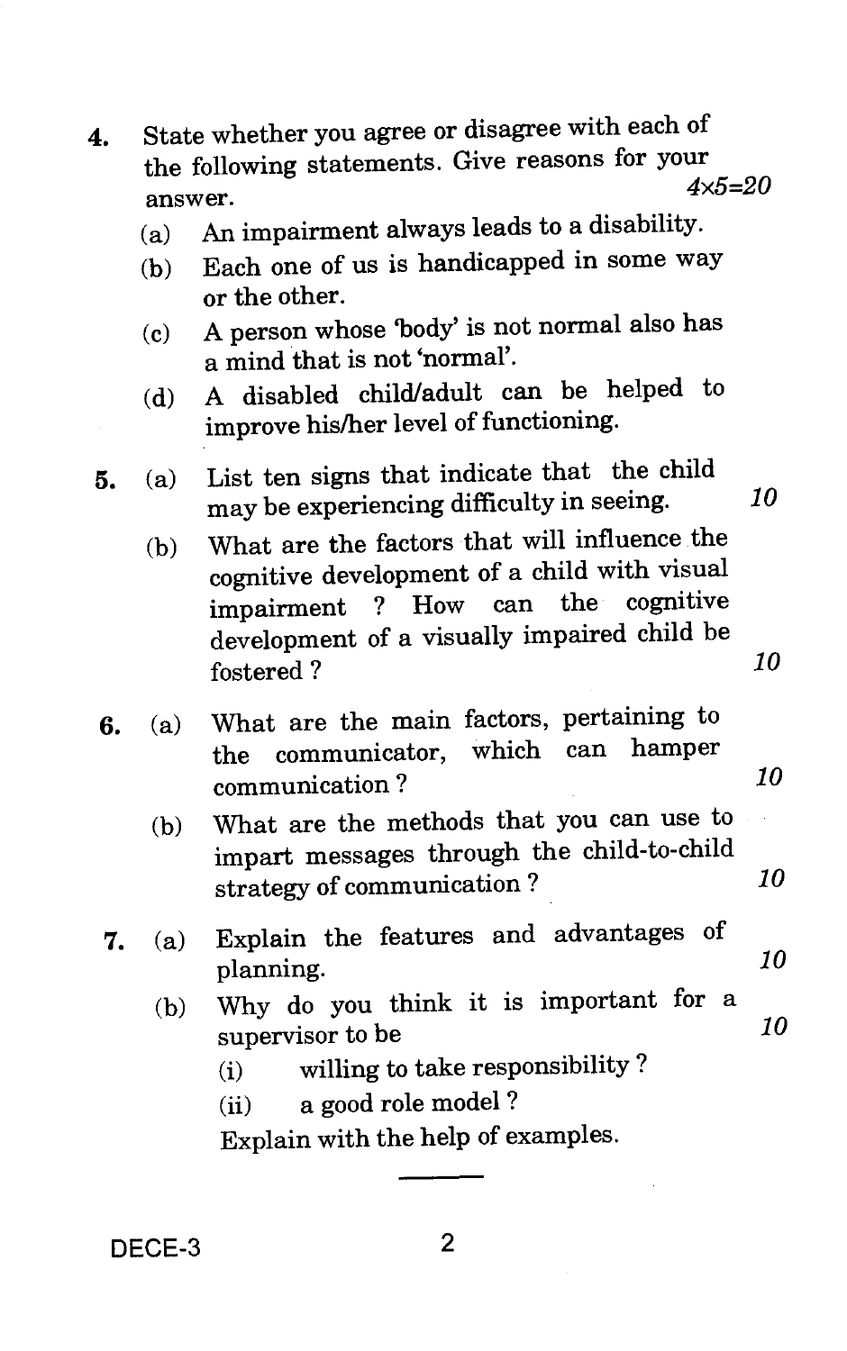4. State whether you agree or disagree with each of the following statements. Give reasons for your answer. 4×5=20

   (a) An impairment always leads to a disability.

   (b) Each one of us is handicapped in some way or the other.

   (c) A person whose 'body' is not normal also has a mind that is not 'normal'.

   (d) A disabled child/adult can be helped to improve his/her level of functioning.

5. (a) List ten signs that indicate that the child may be experiencing difficulty in seeing. 10

   (b) What are the factors that will influence the cognitive development of a child with visual impairment ? How can the cognitive development of a visually impaired child be fostered ? 10

6. (a) What are the main factors, pertaining to the communicator, which can hamper communication ? 10

   (b) What are the methods that you can use to impart messages through the child-to-child strategy of communication ? 10

7. (a) Explain the features and advantages of planning. 10

   (b) Why do you think it is important for a supervisor to be 10

      (i) willing to take responsibility ?

      (ii) a good role model ?

   Explain with the help of examples.

---

DECE-3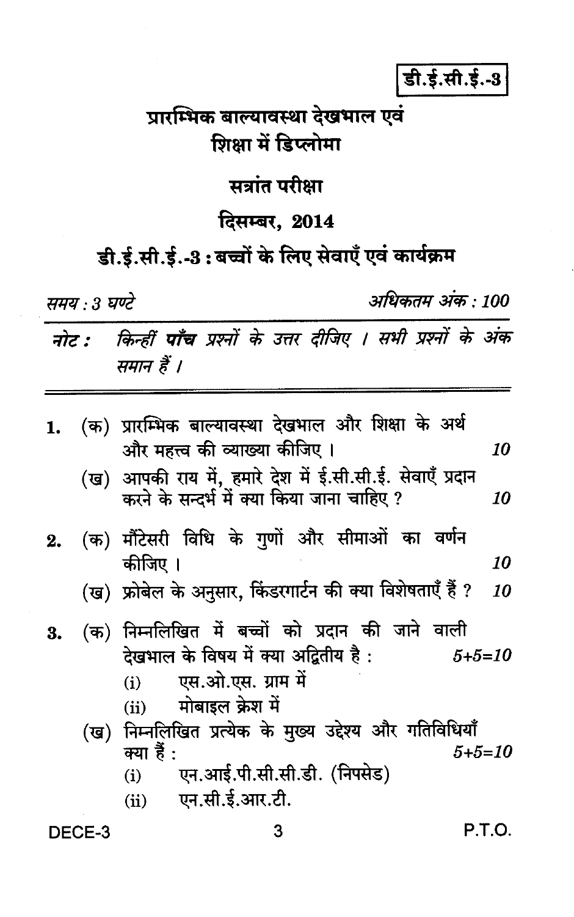**डी.ई.सी.ई.-3**

# प्रारम्भिक बाल्यावस्था देखभाल एवं शिक्षा में डिप्लोमा

## सत्रांत परीक्षा

## दिसम्बर, 2014

## डी.ई.सी.ई.-3 : बच्चों के लिए सेवाएँ एवं कार्यक्रम

*समय : 3 घण्टे* *अधिकतम अंक : 100*

*नोट : किन्हीं **पाँच** प्रश्नों के उत्तर दीजिए । सभी प्रश्नों के अंक समान हैं ।*

---

1. (क) प्रारम्भिक बाल्यावस्था देखभाल और शिक्षा के अर्थ और महत्त्व की व्याख्या कीजिए । *10*

   (ख) आपकी राय में, हमारे देश में ई.सी.सी.ई. सेवाएँ प्रदान करने के सन्दर्भ में क्या किया जाना चाहिए ? *10*

2. (क) मौंटेसरी विधि के गुणों और सीमाओं का वर्णन कीजिए । *10*

   (ख) फ्रोबेल के अनुसार, किंडरगार्टन की क्या विशेषताएँ हैं ? *10*

3. (क) निम्नलिखित में बच्चों को प्रदान की जाने वाली देखभाल के विषय में क्या अद्वितीय है : *5+5=10*

   (i) एस.ओ.एस. ग्राम में

   (ii) मोबाइल क्रेश में

   (ख) निम्नलिखित प्रत्येक के मुख्य उद्देश्य और गतिविधियाँ क्या हैं : *5+5=10*

   (i) एन.आई.पी.सी.सी.डी. (निपसेड)

   (ii) एन.सी.ई.आर.टी.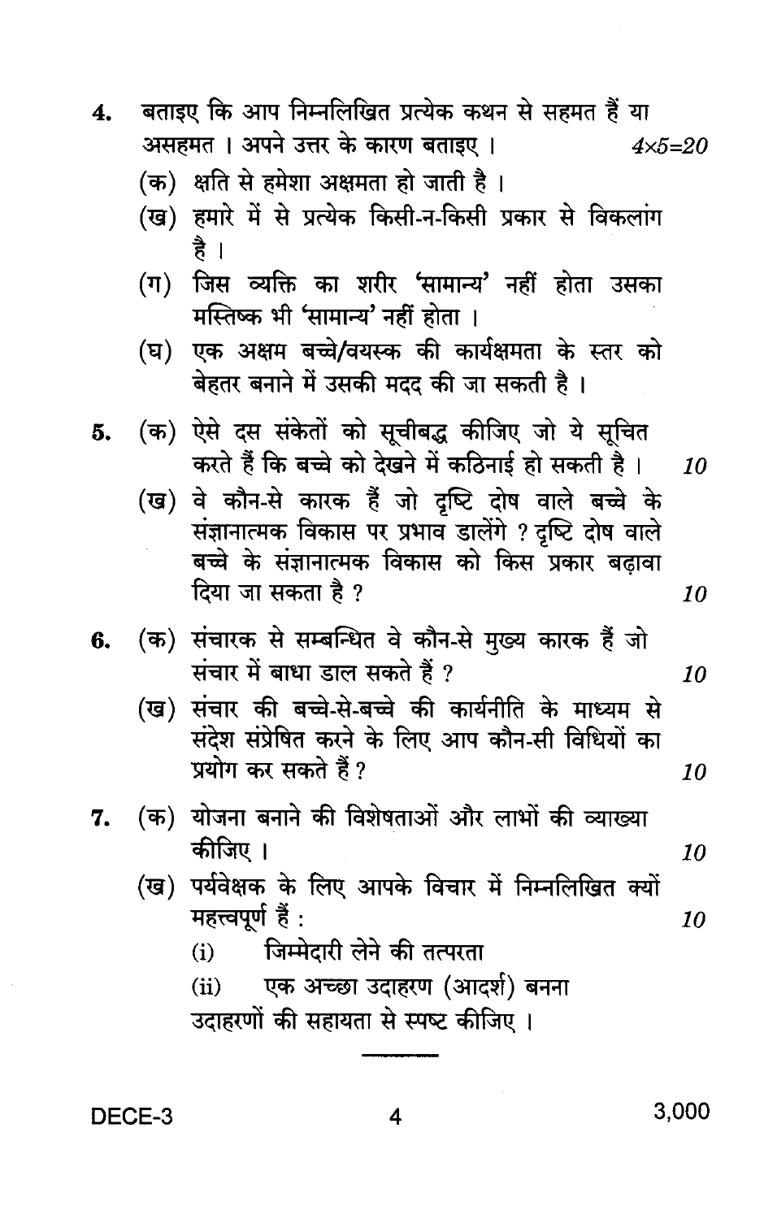4. बताइए कि आप निम्नलिखित प्रत्येक कथन से सहमत हैं या असहमत । अपने उत्तर के कारण बताइए । $4 \times 5 = 20$

   (क) क्षति से हमेशा अक्षमता हो जाती है ।

   (ख) हमारे में से प्रत्येक किसी-न-किसी प्रकार से विकलांग है ।

   (ग) जिस व्यक्ति का शरीर 'सामान्य' नहीं होता उसका मस्तिष्क भी 'सामान्य' नहीं होता ।

   (घ) एक अक्षम बच्चे/वयस्क की कार्यक्षमता के स्तर को बेहतर बनाने में उसकी मदद की जा सकती है ।

5. (क) ऐसे दस संकेतों को सूचीबद्ध कीजिए जो ये सूचित करते हैं कि बच्चे को देखने में कठिनाई हो सकती है । 10

   (ख) वे कौन-से कारक हैं जो दृष्टि दोष वाले बच्चे के संज्ञानात्मक विकास पर प्रभाव डालेंगे ? दृष्टि दोष वाले बच्चे के संज्ञानात्मक विकास को किस प्रकार बढ़ावा दिया जा सकता है ? 10

6. (क) संचारक से सम्बन्धित वे कौन-से मुख्य कारक हैं जो संचार में बाधा डाल सकते हैं ? 10

   (ख) संचार की बच्चे-से-बच्चे की कार्यनीति के माध्यम से संदेश संप्रेषित करने के लिए आप कौन-सी विधियों का प्रयोग कर सकते हैं ? 10

7. (क) योजना बनाने की विशेषताओं और लाभों की व्याख्या कीजिए । 10

   (ख) पर्यवेक्षक के लिए आपके विचार में निम्नलिखित क्यों महत्त्वपूर्ण हैं : 10

      (i) जिम्मेदारी लेने की तत्परता

      (ii) एक अच्छा उदाहरण (आदर्श) बनना

   उदाहरणों की सहायता से स्पष्ट कीजिए ।